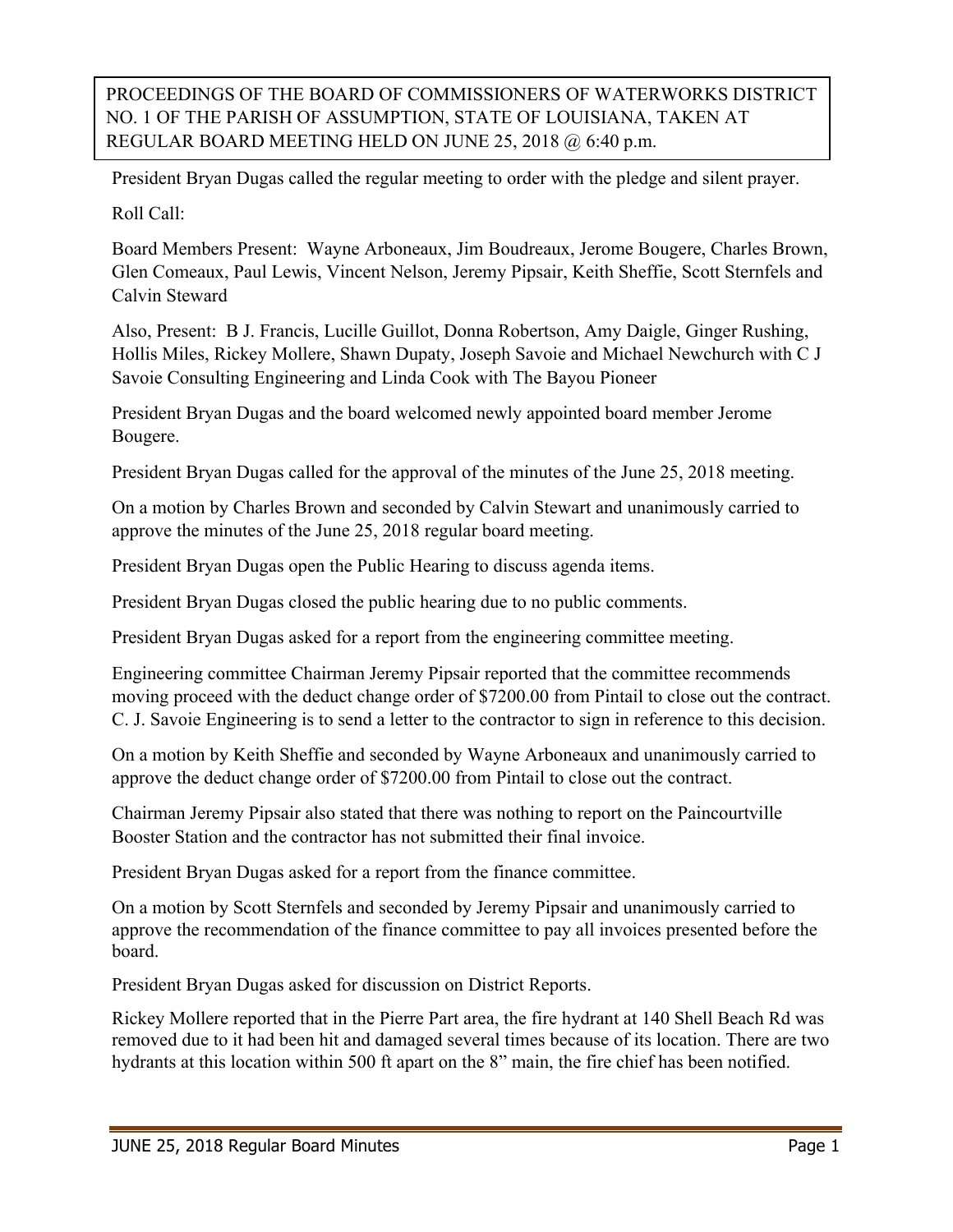PROCEEDINGS OF THE BOARD OF COMMISSIONERS OF WATERWORKS DISTRICT NO. 1 OF THE PARISH OF ASSUMPTION, STATE OF LOUISIANA, TAKEN AT REGULAR BOARD MEETING HELD ON JUNE 25, 2018 @ 6:40 p.m.

President Bryan Dugas called the regular meeting to order with the pledge and silent prayer.

Roll Call:

Board Members Present: Wayne Arboneaux, Jim Boudreaux, Jerome Bougere, Charles Brown, Glen Comeaux, Paul Lewis, Vincent Nelson, Jeremy Pipsair, Keith Sheffie, Scott Sternfels and Calvin Steward

Also, Present: B J. Francis, Lucille Guillot, Donna Robertson, Amy Daigle, Ginger Rushing, Hollis Miles, Rickey Mollere, Shawn Dupaty, Joseph Savoie and Michael Newchurch with C J Savoie Consulting Engineering and Linda Cook with The Bayou Pioneer

President Bryan Dugas and the board welcomed newly appointed board member Jerome Bougere.

President Bryan Dugas called for the approval of the minutes of the June 25, 2018 meeting.

On a motion by Charles Brown and seconded by Calvin Stewart and unanimously carried to approve the minutes of the June 25, 2018 regular board meeting.

President Bryan Dugas open the Public Hearing to discuss agenda items.

President Bryan Dugas closed the public hearing due to no public comments.

President Bryan Dugas asked for a report from the engineering committee meeting.

Engineering committee Chairman Jeremy Pipsair reported that the committee recommends moving proceed with the deduct change order of $7200.00 from Pintail to close out the contract. C. J. Savoie Engineering is to send a letter to the contractor to sign in reference to this decision.

On a motion by Keith Sheffie and seconded by Wayne Arboneaux and unanimously carried to approve the deduct change order of $7200.00 from Pintail to close out the contract.

Chairman Jeremy Pipsair also stated that there was nothing to report on the Paincourtville Booster Station and the contractor has not submitted their final invoice.

President Bryan Dugas asked for a report from the finance committee.

On a motion by Scott Sternfels and seconded by Jeremy Pipsair and unanimously carried to approve the recommendation of the finance committee to pay all invoices presented before the board.

President Bryan Dugas asked for discussion on District Reports.

Rickey Mollere reported that in the Pierre Part area, the fire hydrant at 140 Shell Beach Rd was removed due to it had been hit and damaged several times because of its location. There are two hydrants at this location within 500 ft apart on the 8" main, the fire chief has been notified.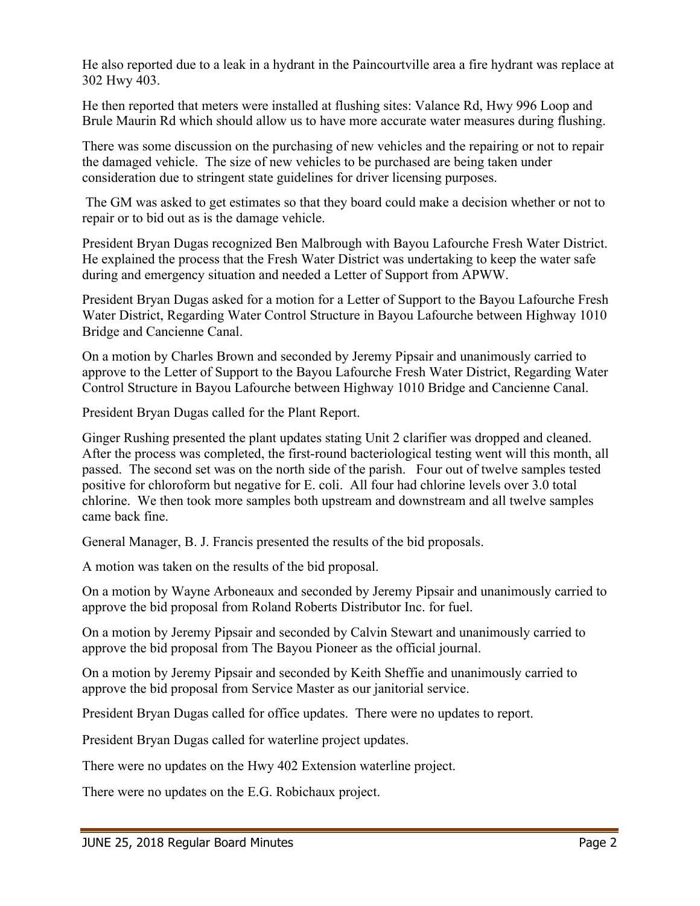He also reported due to a leak in a hydrant in the Paincourtville area a fire hydrant was replace at 302 Hwy 403.

He then reported that meters were installed at flushing sites: Valance Rd, Hwy 996 Loop and Brule Maurin Rd which should allow us to have more accurate water measures during flushing.

There was some discussion on the purchasing of new vehicles and the repairing or not to repair the damaged vehicle. The size of new vehicles to be purchased are being taken under consideration due to stringent state guidelines for driver licensing purposes.

The GM was asked to get estimates so that they board could make a decision whether or not to repair or to bid out as is the damage vehicle.

President Bryan Dugas recognized Ben Malbrough with Bayou Lafourche Fresh Water District. He explained the process that the Fresh Water District was undertaking to keep the water safe during and emergency situation and needed a Letter of Support from APWW.

President Bryan Dugas asked for a motion for a Letter of Support to the Bayou Lafourche Fresh Water District, Regarding Water Control Structure in Bayou Lafourche between Highway 1010 Bridge and Cancienne Canal.

On a motion by Charles Brown and seconded by Jeremy Pipsair and unanimously carried to approve to the Letter of Support to the Bayou Lafourche Fresh Water District, Regarding Water Control Structure in Bayou Lafourche between Highway 1010 Bridge and Cancienne Canal.

President Bryan Dugas called for the Plant Report.

Ginger Rushing presented the plant updates stating Unit 2 clarifier was dropped and cleaned. After the process was completed, the first-round bacteriological testing went will this month, all passed. The second set was on the north side of the parish. Four out of twelve samples tested positive for chloroform but negative for E. coli. All four had chlorine levels over 3.0 total chlorine. We then took more samples both upstream and downstream and all twelve samples came back fine.

General Manager, B. J. Francis presented the results of the bid proposals.

A motion was taken on the results of the bid proposal.

On a motion by Wayne Arboneaux and seconded by Jeremy Pipsair and unanimously carried to approve the bid proposal from Roland Roberts Distributor Inc. for fuel.

On a motion by Jeremy Pipsair and seconded by Calvin Stewart and unanimously carried to approve the bid proposal from The Bayou Pioneer as the official journal.

On a motion by Jeremy Pipsair and seconded by Keith Sheffie and unanimously carried to approve the bid proposal from Service Master as our janitorial service.

President Bryan Dugas called for office updates. There were no updates to report.

President Bryan Dugas called for waterline project updates.

There were no updates on the Hwy 402 Extension waterline project.

There were no updates on the E.G. Robichaux project.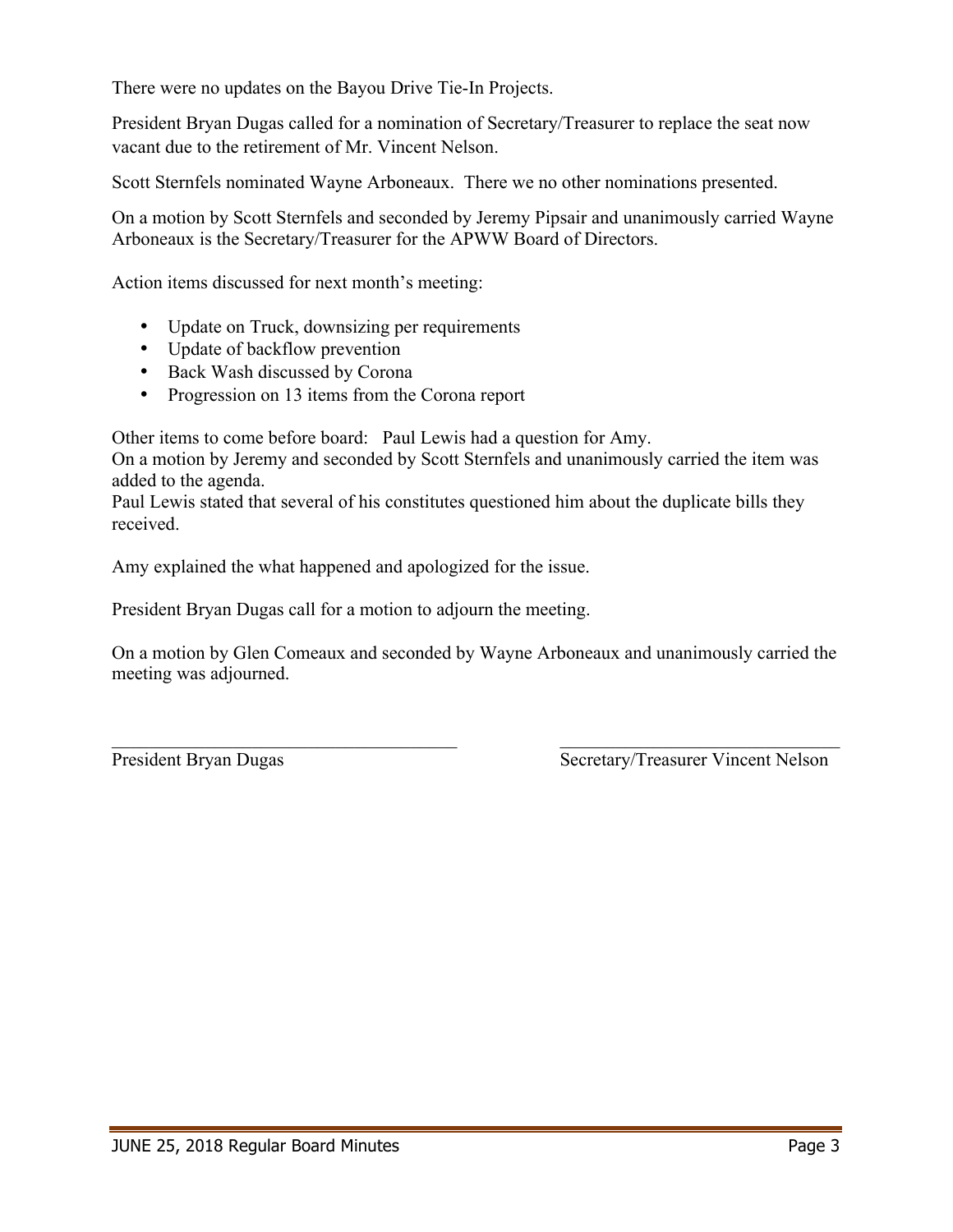There were no updates on the Bayou Drive Tie-In Projects.

President Bryan Dugas called for a nomination of Secretary/Treasurer to replace the seat now vacant due to the retirement of Mr. Vincent Nelson.

Scott Sternfels nominated Wayne Arboneaux. There we no other nominations presented.

On a motion by Scott Sternfels and seconded by Jeremy Pipsair and unanimously carried Wayne Arboneaux is the Secretary/Treasurer for the APWW Board of Directors.

Action items discussed for next month's meeting:

- Update on Truck, downsizing per requirements
- Update of backflow prevention
- Back Wash discussed by Corona
- Progression on 13 items from the Corona report

Other items to come before board: Paul Lewis had a question for Amy.
On a motion by Jeremy and seconded by Scott Sternfels and unanimously carried the item was added to the agenda.
Paul Lewis stated that several of his constitutes questioned him about the duplicate bills they received.

Amy explained the what happened and apologized for the issue.

President Bryan Dugas call for a motion to adjourn the meeting.

On a motion by Glen Comeaux and seconded by Wayne Arboneaux and unanimously carried the meeting was adjourned.

\_\_\_\_\_\_\_\_\_\_\_\_\_\_\_\_\_\_\_\_\_\_\_\_\_\_\_\_\_\_\_\_\_\_\_\_
President Bryan Dugas

\_\_\_\_\_\_\_\_\_\_\_\_\_\_\_\_\_\_\_\_\_\_\_\_\_\_\_\_\_\_\_\_\_\_\_\_
Secretary/Treasurer Vincent Nelson